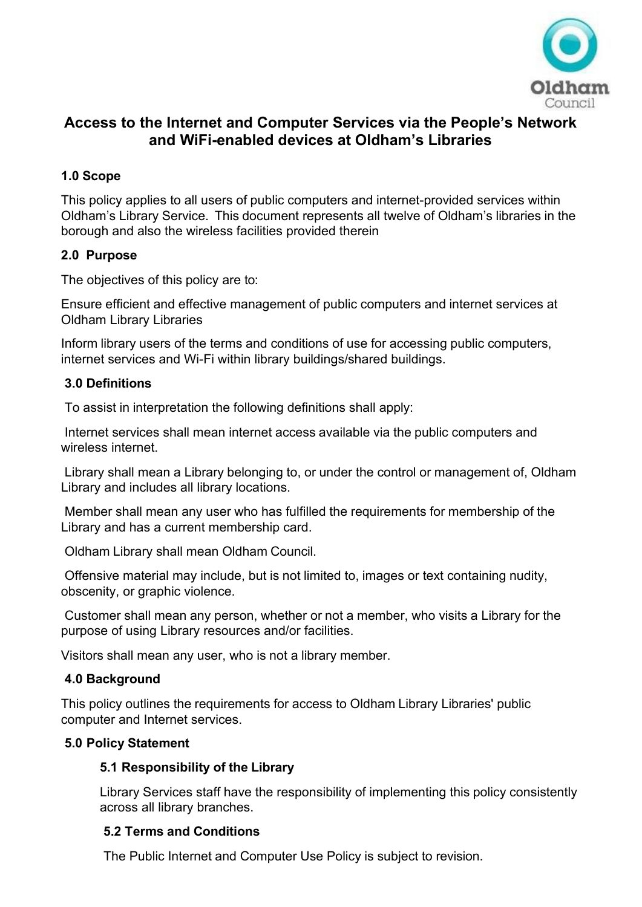# Access to the Internet and Computer Services via the People's Network and WiFi-enabled devices at Oldham's Libraries

## 1.0 Scope

This policy applies to all users of public computers and internet-provided services within Oldham's Library Service. This document represents all twelve of Oldham's libraries in the borough and also the wireless facilities provided therein

## 2.0 Purpose

The objectives of this policy are to:

Ensure efficient and effective management of public computers and internet services at Oldham Library Libraries

Inform library users of the terms and conditions of use for accessing public computers, internet services and Wi-Fi within library buildings/shared buildings.

## 3.0 Definitions

To assist in interpretation the following definitions shall apply:

Internet services shall mean internet access available via the public computers and wireless internet.

Library shall mean a Library belonging to, or under the control or management of, Oldham Library and includes all library locations.

Member shall mean any user who has fulfilled the requirements for membership of the Library and has a current membership card.

Oldham Library shall mean Oldham Council.

Offensive material may include, but is not limited to, images or text containing nudity, obscenity, or graphic violence.

Customer shall mean any person, whether or not a member, who visits a Library for the purpose of using Library resources and/or facilities.

Visitors shall mean any user, who is not a library member.

## 4.0 Background

This policy outlines the requirements for access to Oldham Library Libraries' public computer and Internet services.

## 5.0 Policy Statement

### 5.1 Responsibility of the Library

Library Services staff have the responsibility of implementing this policy consistently across all library branches.

### 5.2 Terms and Conditions

The Public Internet and Computer Use Policy is subject to revision.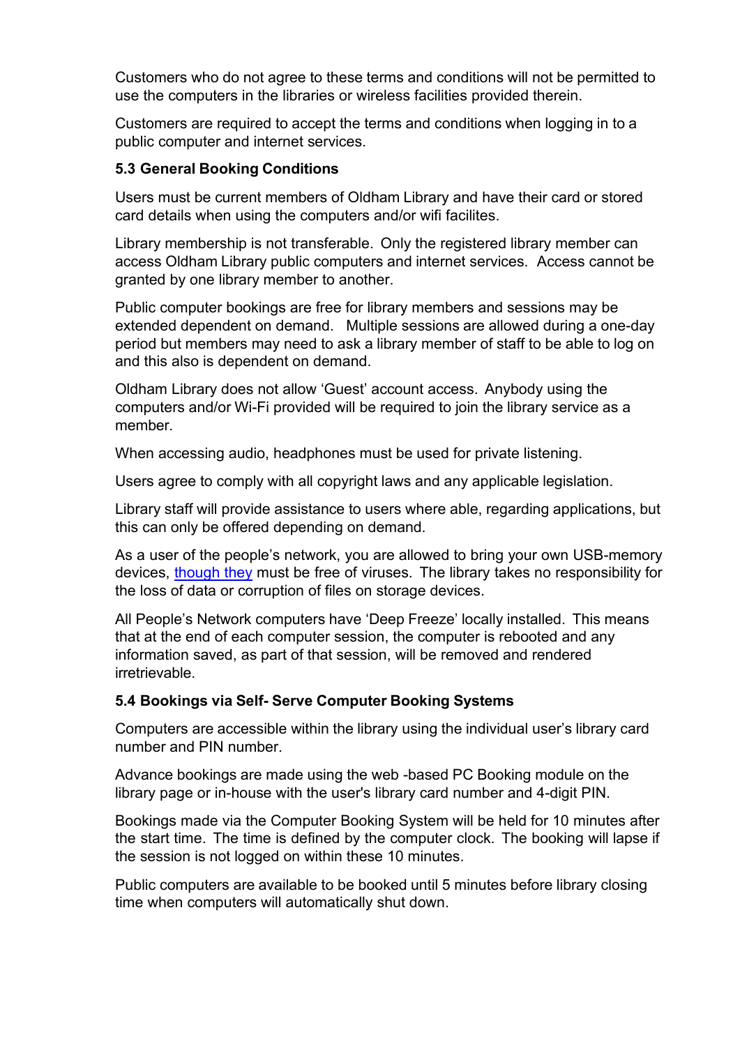Customers who do not agree to these terms and conditions will not be permitted to use the computers in the libraries or wireless facilities provided therein.

Customers are required to accept the terms and conditions when logging in to a public computer and internet services.

### 5.3 General Booking Conditions

Users must be current members of Oldham Library and have their card or stored card details when using the computers and/or wifi facilites.

Library membership is not transferable. Only the registered library member can access Oldham Library public computers and internet services. Access cannot be granted by one library member to another.

Public computer bookings are free for library members and sessions may be extended dependent on demand. Multiple sessions are allowed during a one-day period but members may need to ask a library member of staff to be able to log on and this also is dependent on demand.

Oldham Library does not allow 'Guest' account access. Anybody using the computers and/or Wi-Fi provided will be required to join the library service as a member.

When accessing audio, headphones must be used for private listening.

Users agree to comply with all copyright laws and any applicable legislation.

Library staff will provide assistance to users where able, regarding applications, but this can only be offered depending on demand.

As a user of the people's network, you are allowed to bring your own USB-memory devices, though they must be free of viruses. The library takes no responsibility for the loss of data or corruption of files on storage devices.

All People's Network computers have 'Deep Freeze' locally installed. This means that at the end of each computer session, the computer is rebooted and any information saved, as part of that session, will be removed and rendered irretrievable.

### 5.4 Bookings via Self- Serve Computer Booking Systems

Computers are accessible within the library using the individual user's library card number and PIN number.

Advance bookings are made using the web -based PC Booking module on the library page or in-house with the user's library card number and 4-digit PIN.

Bookings made via the Computer Booking System will be held for 10 minutes after the start time. The time is defined by the computer clock. The booking will lapse if the session is not logged on within these 10 minutes.

Public computers are available to be booked until 5 minutes before library closing time when computers will automatically shut down.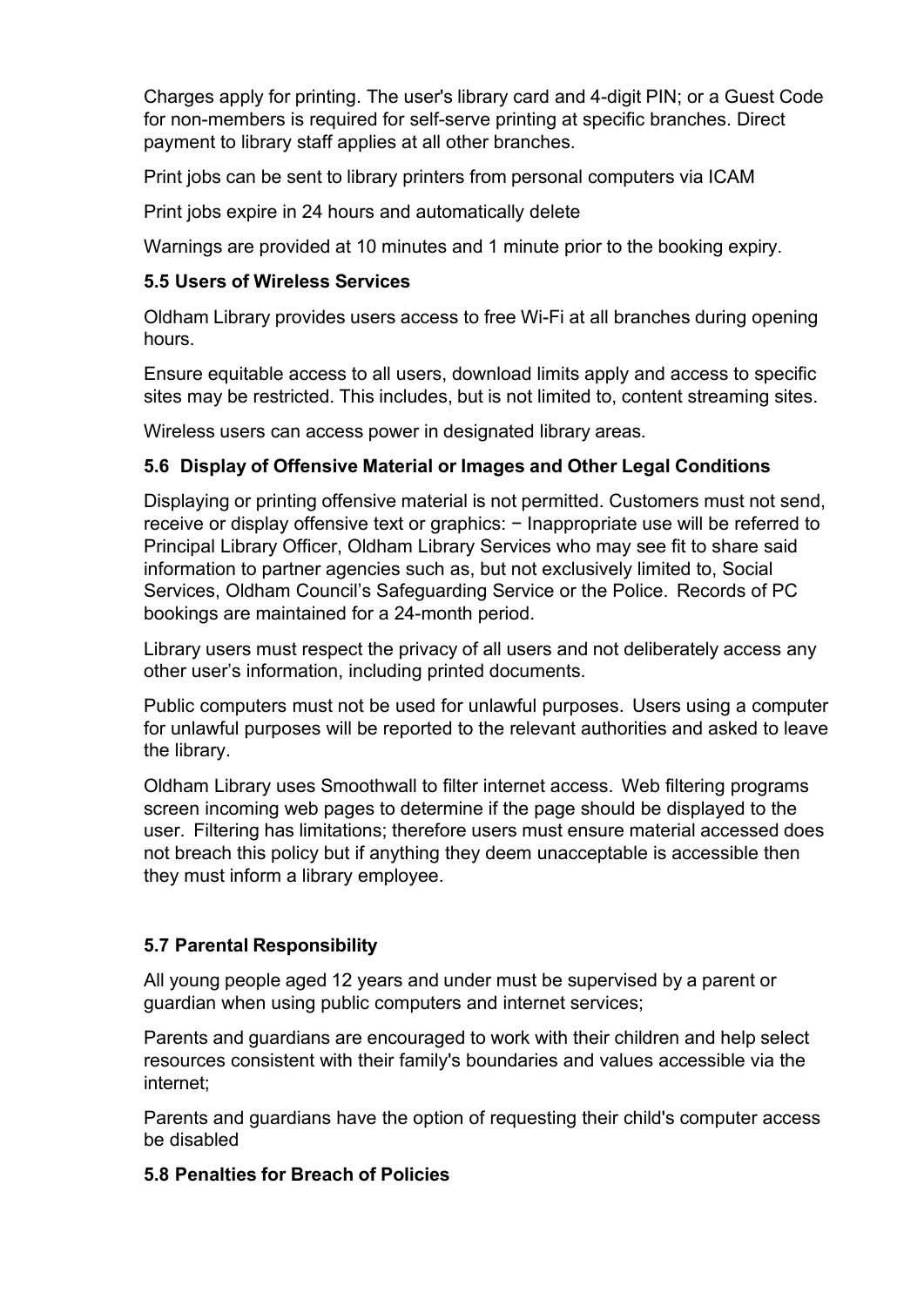Charges apply for printing. The user's library card and 4-digit PIN; or a Guest Code for non-members is required for self-serve printing at specific branches. Direct payment to library staff applies at all other branches.

Print jobs can be sent to library printers from personal computers via ICAM

Print jobs expire in 24 hours and automatically delete

Warnings are provided at 10 minutes and 1 minute prior to the booking expiry.

### 5.5 Users of Wireless Services

Oldham Library provides users access to free Wi-Fi at all branches during opening hours.

Ensure equitable access to all users, download limits apply and access to specific sites may be restricted. This includes, but is not limited to, content streaming sites.

Wireless users can access power in designated library areas.

### 5.6 Display of Offensive Material or Images and Other Legal Conditions

Displaying or printing offensive material is not permitted. Customers must not send, receive or display offensive text or graphics: − Inappropriate use will be referred to Principal Library Officer, Oldham Library Services who may see fit to share said information to partner agencies such as, but not exclusively limited to, Social Services, Oldham Council's Safeguarding Service or the Police. Records of PC bookings are maintained for a 24-month period.

Library users must respect the privacy of all users and not deliberately access any other user's information, including printed documents.

Public computers must not be used for unlawful purposes. Users using a computer for unlawful purposes will be reported to the relevant authorities and asked to leave the library.

Oldham Library uses Smoothwall to filter internet access. Web filtering programs screen incoming web pages to determine if the page should be displayed to the user. Filtering has limitations; therefore users must ensure material accessed does not breach this policy but if anything they deem unacceptable is accessible then they must inform a library employee.

### 5.7 Parental Responsibility

All young people aged 12 years and under must be supervised by a parent or guardian when using public computers and internet services;

Parents and guardians are encouraged to work with their children and help select resources consistent with their family's boundaries and values accessible via the internet;

Parents and guardians have the option of requesting their child's computer access be disabled

### 5.8 Penalties for Breach of Policies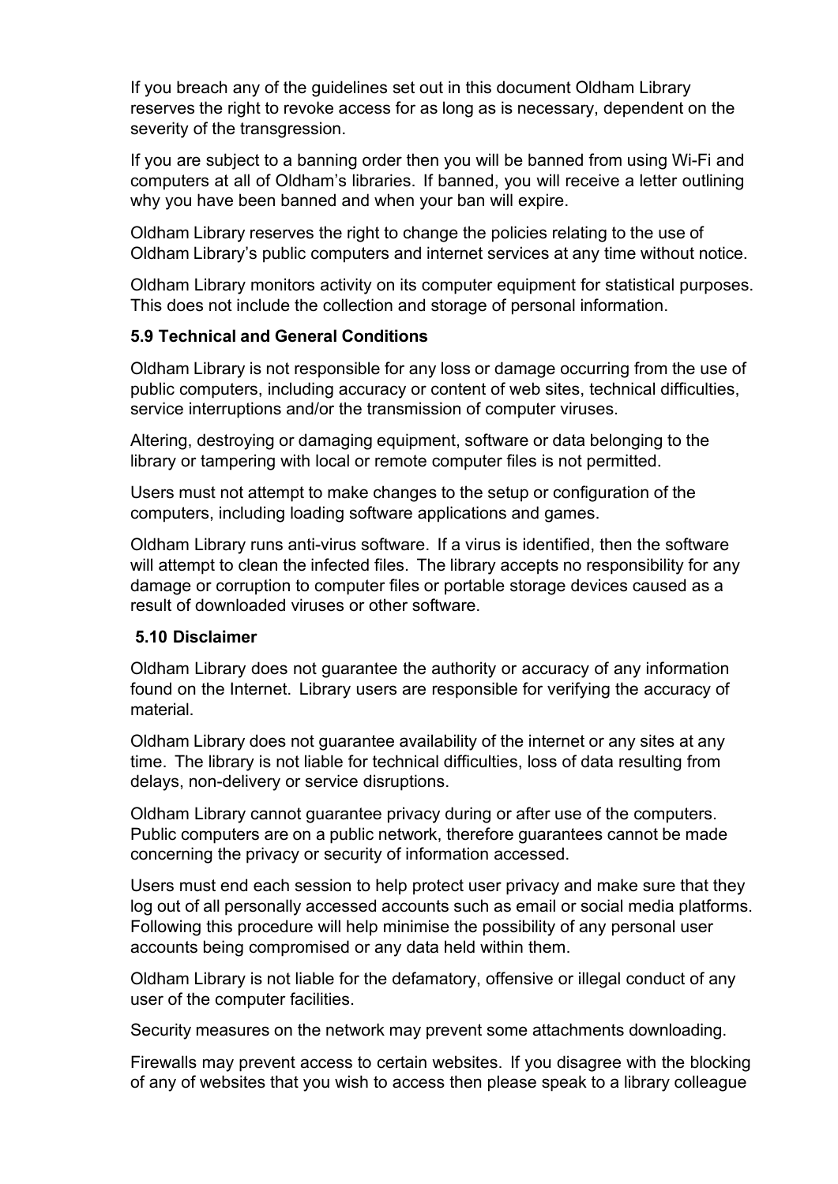If you breach any of the guidelines set out in this document Oldham Library reserves the right to revoke access for as long as is necessary, dependent on the severity of the transgression.

If you are subject to a banning order then you will be banned from using Wi-Fi and computers at all of Oldham's libraries. If banned, you will receive a letter outlining why you have been banned and when your ban will expire.

Oldham Library reserves the right to change the policies relating to the use of Oldham Library's public computers and internet services at any time without notice.

Oldham Library monitors activity on its computer equipment for statistical purposes. This does not include the collection and storage of personal information.

### 5.9 Technical and General Conditions

Oldham Library is not responsible for any loss or damage occurring from the use of public computers, including accuracy or content of web sites, technical difficulties, service interruptions and/or the transmission of computer viruses.

Altering, destroying or damaging equipment, software or data belonging to the library or tampering with local or remote computer files is not permitted.

Users must not attempt to make changes to the setup or configuration of the computers, including loading software applications and games.

Oldham Library runs anti-virus software. If a virus is identified, then the software will attempt to clean the infected files. The library accepts no responsibility for any damage or corruption to computer files or portable storage devices caused as a result of downloaded viruses or other software.

### 5.10 Disclaimer

Oldham Library does not guarantee the authority or accuracy of any information found on the Internet. Library users are responsible for verifying the accuracy of material.

Oldham Library does not guarantee availability of the internet or any sites at any time. The library is not liable for technical difficulties, loss of data resulting from delays, non-delivery or service disruptions.

Oldham Library cannot guarantee privacy during or after use of the computers. Public computers are on a public network, therefore guarantees cannot be made concerning the privacy or security of information accessed.

Users must end each session to help protect user privacy and make sure that they log out of all personally accessed accounts such as email or social media platforms. Following this procedure will help minimise the possibility of any personal user accounts being compromised or any data held within them.

Oldham Library is not liable for the defamatory, offensive or illegal conduct of any user of the computer facilities.

Security measures on the network may prevent some attachments downloading.

Firewalls may prevent access to certain websites. If you disagree with the blocking of any of websites that you wish to access then please speak to a library colleague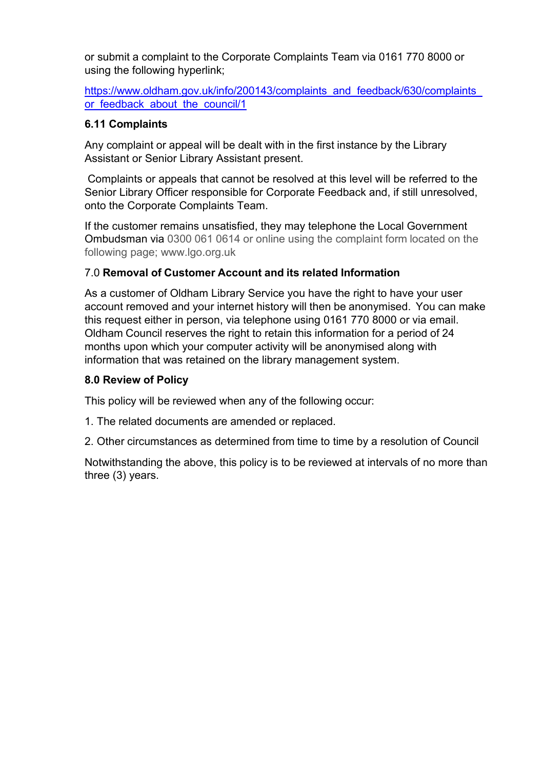or submit a complaint to the Corporate Complaints Team via 0161 770 8000 or using the following hyperlink;

[https://www.oldham.gov.uk/info/200143/complaints_and_feedback/630/complaints_or_feedback_about_the_council/1](https://www.oldham.gov.uk/info/200143/complaints_and_feedback/630/complaints_or_feedback_about_the_council/1)

### 6.11 Complaints

Any complaint or appeal will be dealt with in the first instance by the Library Assistant or Senior Library Assistant present.

Complaints or appeals that cannot be resolved at this level will be referred to the Senior Library Officer responsible for Corporate Feedback and, if still unresolved, onto the Corporate Complaints Team.

If the customer remains unsatisfied, they may telephone the Local Government Ombudsman via 0300 061 0614 or online using the complaint form located on the following page; www.lgo.org.uk

### 7.0 **Removal of Customer Account and its related Information**

As a customer of Oldham Library Service you have the right to have your user account removed and your internet history will then be anonymised. You can make this request either in person, via telephone using 0161 770 8000 or via email. Oldham Council reserves the right to retain this information for a period of 24 months upon which your computer activity will be anonymised along with information that was retained on the library management system.

### 8.0 Review of Policy

This policy will be reviewed when any of the following occur:

1. The related documents are amended or replaced.
2. Other circumstances as determined from time to time by a resolution of Council

Notwithstanding the above, this policy is to be reviewed at intervals of no more than three (3) years.